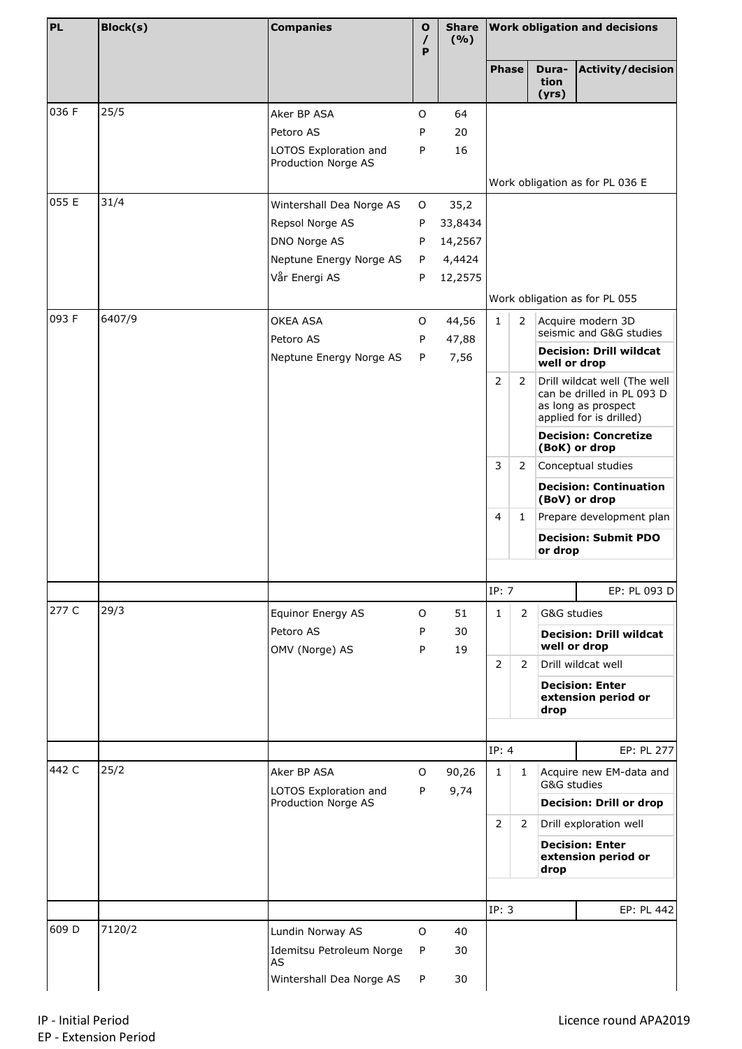| PL | Block(s) | Companies | O / P | Share (%) | Work obligation and decisions | | |
|---|---|---|---|---|---|---|---|
| | | | | | Phase | Dura-tion (yrs) | Activity/decision |
| 036 F | 25/5 | Aker BP ASA | O | 64 | | | |
| | | Petoro AS | P | 20 | | | |
| | | LOTOS Exploration and Production Norge AS | P | 16 | | | |
| | | | | | Work obligation as for PL 036 E | | |
| 055 E | 31/4 | Wintershall Dea Norge AS | O | 35,2 | | | |
| | | Repsol Norge AS | P | 33,8434 | | | |
| | | DNO Norge AS | P | 14,2567 | | | |
| | | Neptune Energy Norge AS | P | 4,4424 | | | |
| | | Vår Energi AS | P | 12,2575 | | | |
| | | | | | Work obligation as for PL 055 | | |
| 093 F | 6407/9 | OKEA ASA | O | 44,56 | 1 | 2 | Acquire modern 3D seismic and G&G studies |
| | | Petoro AS | P | 47,88 | | | **Decision: Drill wildcat well or drop** |
| | | Neptune Energy Norge AS | P | 7,56 | 2 | 2 | Drill wildcat well (The well can be drilled in PL 093 D as long as prospect applied for is drilled) |
| | | | | | | | **Decision: Concretize (BoK) or drop** |
| | | | | | 3 | 2 | Conceptual studies |
| | | | | | | | **Decision: Continuation (BoV) or drop** |
| | | | | | 4 | 1 | Prepare development plan |
| | | | | | | | **Decision: Submit PDO or drop** |
| | | | | | IP: 7 | | EP: PL 093 D |
| 277 C | 29/3 | Equinor Energy AS | O | 51 | 1 | 2 | G&G studies |
| | | Petoro AS | P | 30 | | | **Decision: Drill wildcat well or drop** |
| | | OMV (Norge) AS | P | 19 | 2 | 2 | Drill wildcat well |
| | | | | | | | **Decision: Enter extension period or drop** |
| | | | | | IP: 4 | | EP: PL 277 |
| 442 C | 25/2 | Aker BP ASA | O | 90,26 | 1 | 1 | Acquire new EM-data and G&G studies |
| | | LOTOS Exploration and Production Norge AS | P | 9,74 | | | **Decision: Drill or drop** |
| | | | | | 2 | 2 | Drill exploration well |
| | | | | | | | **Decision: Enter extension period or drop** |
| | | | | | IP: 3 | | EP: PL 442 |
| 609 D | 7120/2 | Lundin Norway AS | O | 40 | | | |
| | | Idemitsu Petroleum Norge AS | P | 30 | | | |
| | | Wintershall Dea Norge AS | P | 30 | | | |

IP - Initial Period
EP - Extension Period

Licence round APA2019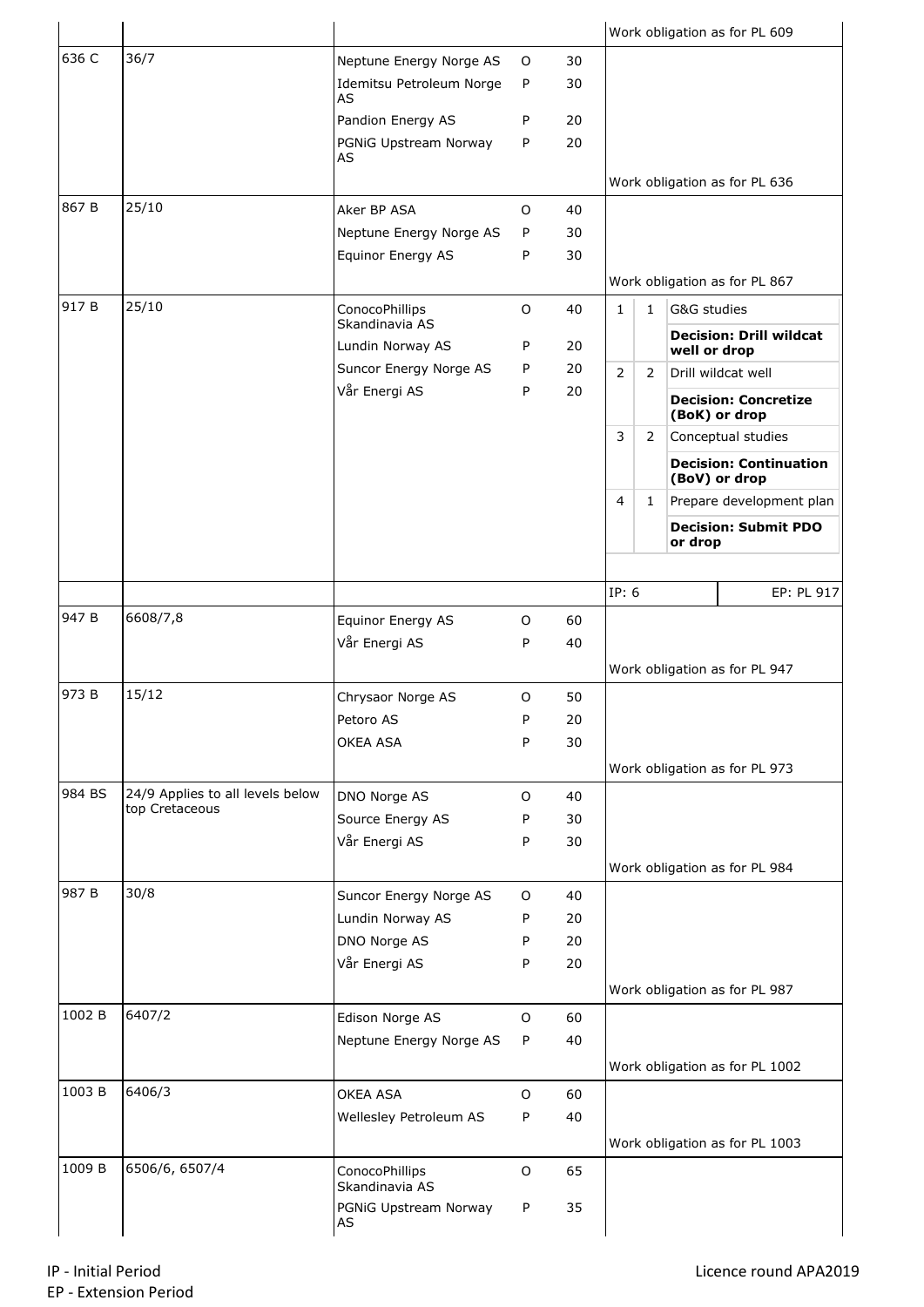| | | | | | |
|---|---|---|---|---|---|
| | | | | | Work obligation as for PL 609 |
| 636 C | 36/7 | Neptune Energy Norge AS | O | 30 | |
| | | Idemitsu Petroleum Norge AS | P | 30 | |
| | | Pandion Energy AS | P | 20 | |
| | | PGNiG Upstream Norway AS | P | 20 | |
| | | | | | Work obligation as for PL 636 |
| 867 B | 25/10 | Aker BP ASA | O | 40 | |
| | | Neptune Energy Norge AS | P | 30 | |
| | | Equinor Energy AS | P | 30 | |
| | | | | | Work obligation as for PL 867 |
| 917 B | 25/10 | ConocoPhillips Skandinavia AS | O | 40 | 1 / 1 / G&G studies |
| | | Lundin Norway AS | P | 20 | **Decision: Drill wildcat well or drop** |
| | | Suncor Energy Norge AS | P | 20 | 2 / 2 / Drill wildcat well |
| | | Vår Energi AS | P | 20 | **Decision: Concretize (BoK) or drop** |
| | | | | | 3 / 2 / Conceptual studies |
| | | | | | **Decision: Continuation (BoV) or drop** |
| | | | | | 4 / 1 / Prepare development plan |
| | | | | | **Decision: Submit PDO or drop** |
| | | | | | IP: 6 — EP: PL 917 |
| 947 B | 6608/7,8 | Equinor Energy AS | O | 60 | |
| | | Vår Energi AS | P | 40 | |
| | | | | | Work obligation as for PL 947 |
| 973 B | 15/12 | Chrysaor Norge AS | O | 50 | |
| | | Petoro AS | P | 20 | |
| | | OKEA ASA | P | 30 | |
| | | | | | Work obligation as for PL 973 |
| 984 BS | 24/9 Applies to all levels below top Cretaceous | DNO Norge AS | O | 40 | |
| | | Source Energy AS | P | 30 | |
| | | Vår Energi AS | P | 30 | |
| | | | | | Work obligation as for PL 984 |
| 987 B | 30/8 | Suncor Energy Norge AS | O | 40 | |
| | | Lundin Norway AS | P | 20 | |
| | | DNO Norge AS | P | 20 | |
| | | Vår Energi AS | P | 20 | |
| | | | | | Work obligation as for PL 987 |
| 1002 B | 6407/2 | Edison Norge AS | O | 60 | |
| | | Neptune Energy Norge AS | P | 40 | |
| | | | | | Work obligation as for PL 1002 |
| 1003 B | 6406/3 | OKEA ASA | O | 60 | |
| | | Wellesley Petroleum AS | P | 40 | |
| | | | | | Work obligation as for PL 1003 |
| 1009 B | 6506/6, 6507/4 | ConocoPhillips Skandinavia AS | O | 65 | |
| | | PGNiG Upstream Norway AS | P | 35 | |

IP - Initial Period
EP - Extension Period

Licence round APA2019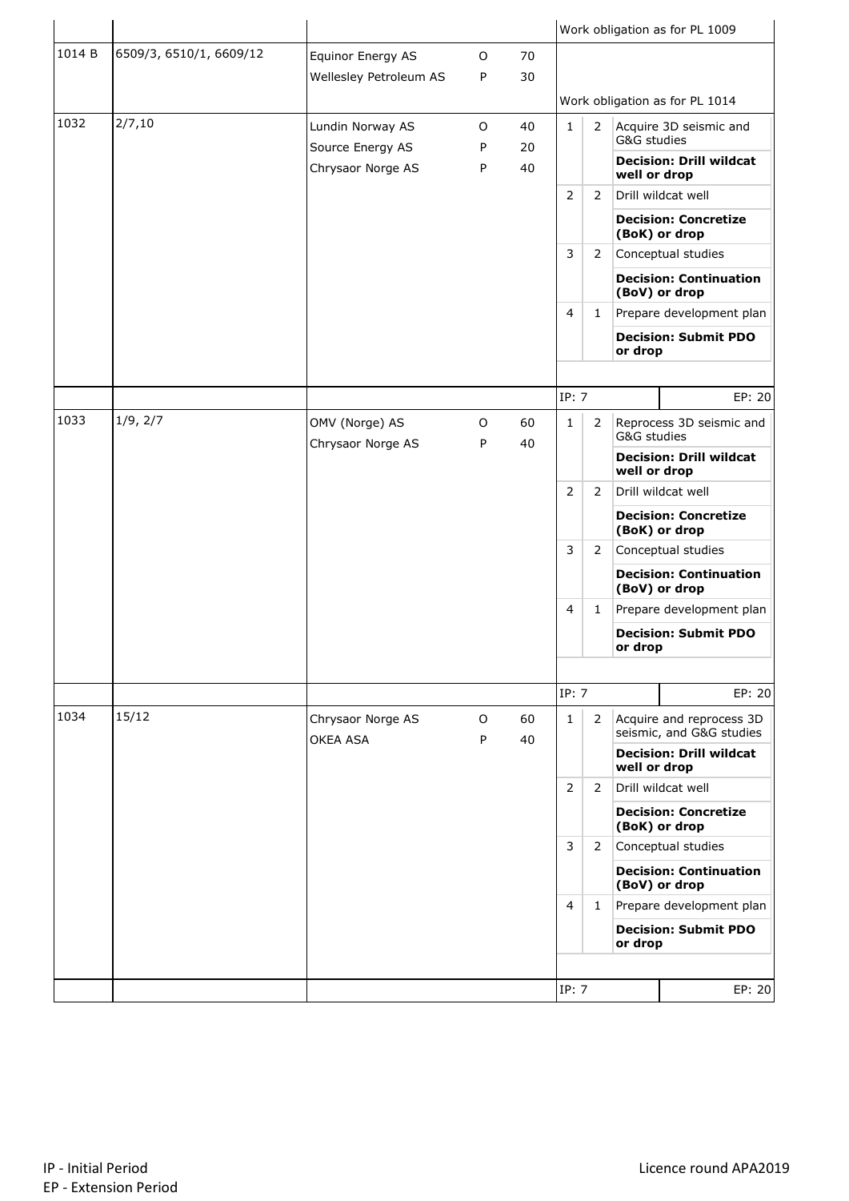| Licence | Blocks | Companies | | Share | Work programme | | |
|---|---|---|---|---|---|---|---|
| | | | | | Work obligation as for PL 1009 | | |
| 1014 B | 6509/3, 6510/1, 6609/12 | Equinor Energy AS | O | 70 | | | |
| | | Wellesley Petroleum AS | P | 30 | | | |
| | | | | | Work obligation as for PL 1014 | | |
| 1032 | 2/7,10 | Lundin Norway AS | O | 40 | 1 | 2 | Acquire 3D seismic and G&G studies |
| | | Source Energy AS | P | 20 | | | **Decision: Drill wildcat well or drop** |
| | | Chrysaor Norge AS | P | 40 | 2 | 2 | Drill wildcat well |
| | | | | | | | **Decision: Concretize (BoK) or drop** |
| | | | | | 3 | 2 | Conceptual studies |
| | | | | | | | **Decision: Continuation (BoV) or drop** |
| | | | | | 4 | 1 | Prepare development plan |
| | | | | | | | **Decision: Submit PDO or drop** |
| | | | | | IP: 7 | | EP: 20 |
| 1033 | 1/9, 2/7 | OMV (Norge) AS | O | 60 | 1 | 2 | Reprocess 3D seismic and G&G studies |
| | | Chrysaor Norge AS | P | 40 | | | **Decision: Drill wildcat well or drop** |
| | | | | | 2 | 2 | Drill wildcat well |
| | | | | | | | **Decision: Concretize (BoK) or drop** |
| | | | | | 3 | 2 | Conceptual studies |
| | | | | | | | **Decision: Continuation (BoV) or drop** |
| | | | | | 4 | 1 | Prepare development plan |
| | | | | | | | **Decision: Submit PDO or drop** |
| | | | | | IP: 7 | | EP: 20 |
| 1034 | 15/12 | Chrysaor Norge AS | O | 60 | 1 | 2 | Acquire and reprocess 3D seismic, and G&G studies |
| | | OKEA ASA | P | 40 | | | **Decision: Drill wildcat well or drop** |
| | | | | | 2 | 2 | Drill wildcat well |
| | | | | | | | **Decision: Concretize (BoK) or drop** |
| | | | | | 3 | 2 | Conceptual studies |
| | | | | | | | **Decision: Continuation (BoV) or drop** |
| | | | | | 4 | 1 | Prepare development plan |
| | | | | | | | **Decision: Submit PDO or drop** |
| | | | | | IP: 7 | | EP: 20 |

IP - Initial Period
EP - Extension Period

Licence round APA2019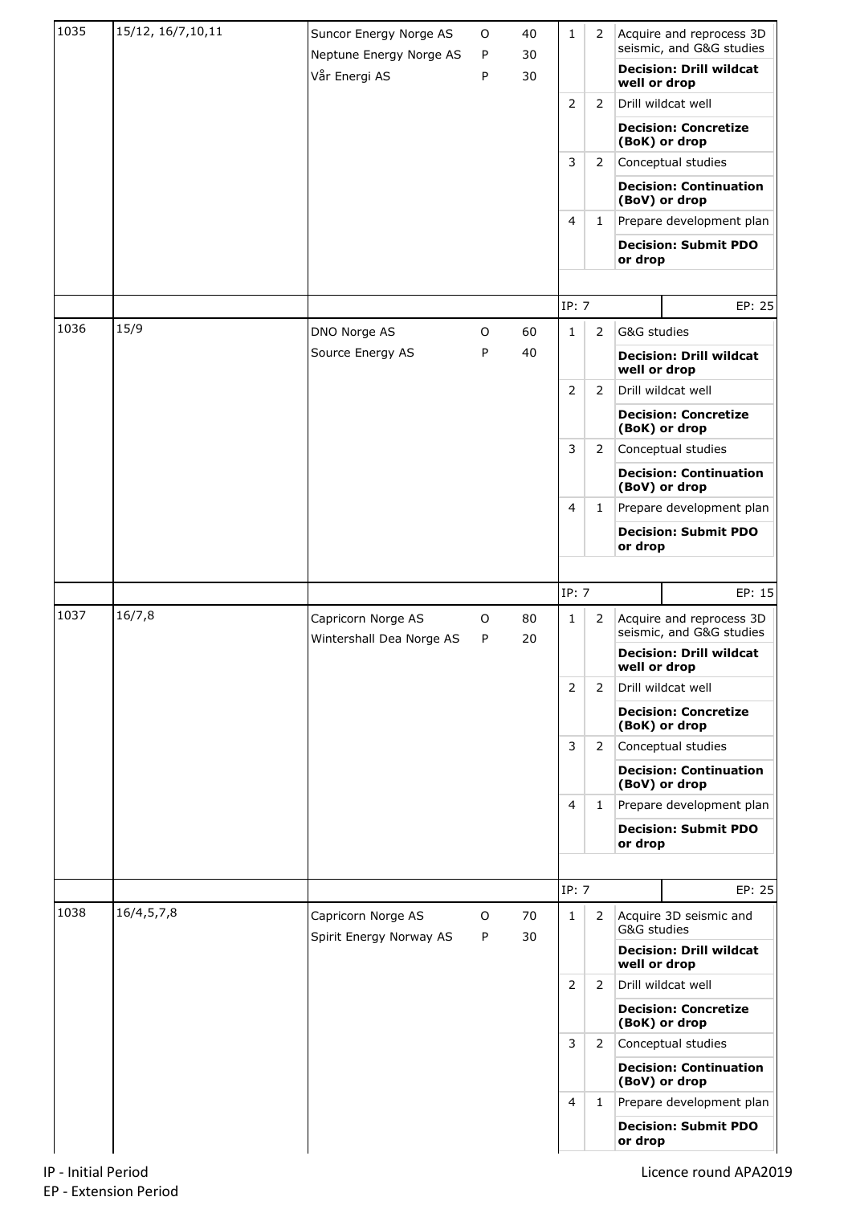| | | | | | | | |
|---|---|---|---|---|---|---|---|
| 1035 | 15/12, 16/7,10,11 | Suncor Energy Norge AS | O | 40 | 1 | 2 | Acquire and reprocess 3D seismic, and G&G studies |
| | | Neptune Energy Norge AS | P | 30 | | | **Decision: Drill wildcat well or drop** |
| | | Vår Energi AS | P | 30 | 2 | 2 | Drill wildcat well |
| | | | | | | | **Decision: Concretize (BoK) or drop** |
| | | | | | 3 | 2 | Conceptual studies |
| | | | | | | | **Decision: Continuation (BoV) or drop** |
| | | | | | 4 | 1 | Prepare development plan |
| | | | | | | | **Decision: Submit PDO or drop** |
| | | | | | IP: 7 | | EP: 25 |
| 1036 | 15/9 | DNO Norge AS | O | 60 | 1 | 2 | G&G studies |
| | | Source Energy AS | P | 40 | | | **Decision: Drill wildcat well or drop** |
| | | | | | 2 | 2 | Drill wildcat well |
| | | | | | | | **Decision: Concretize (BoK) or drop** |
| | | | | | 3 | 2 | Conceptual studies |
| | | | | | | | **Decision: Continuation (BoV) or drop** |
| | | | | | 4 | 1 | Prepare development plan |
| | | | | | | | **Decision: Submit PDO or drop** |
| | | | | | IP: 7 | | EP: 15 |
| 1037 | 16/7,8 | Capricorn Norge AS | O | 80 | 1 | 2 | Acquire and reprocess 3D seismic, and G&G studies |
| | | Wintershall Dea Norge AS | P | 20 | | | **Decision: Drill wildcat well or drop** |
| | | | | | 2 | 2 | Drill wildcat well |
| | | | | | | | **Decision: Concretize (BoK) or drop** |
| | | | | | 3 | 2 | Conceptual studies |
| | | | | | | | **Decision: Continuation (BoV) or drop** |
| | | | | | 4 | 1 | Prepare development plan |
| | | | | | | | **Decision: Submit PDO or drop** |
| | | | | | IP: 7 | | EP: 25 |
| 1038 | 16/4,5,7,8 | Capricorn Norge AS | O | 70 | 1 | 2 | Acquire 3D seismic and G&G studies |
| | | Spirit Energy Norway AS | P | 30 | | | **Decision: Drill wildcat well or drop** |
| | | | | | 2 | 2 | Drill wildcat well |
| | | | | | | | **Decision: Concretize (BoK) or drop** |
| | | | | | 3 | 2 | Conceptual studies |
| | | | | | | | **Decision: Continuation (BoV) or drop** |
| | | | | | 4 | 1 | Prepare development plan |
| | | | | | | | **Decision: Submit PDO or drop** |

IP - Initial Period
EP - Extension Period

Licence round APA2019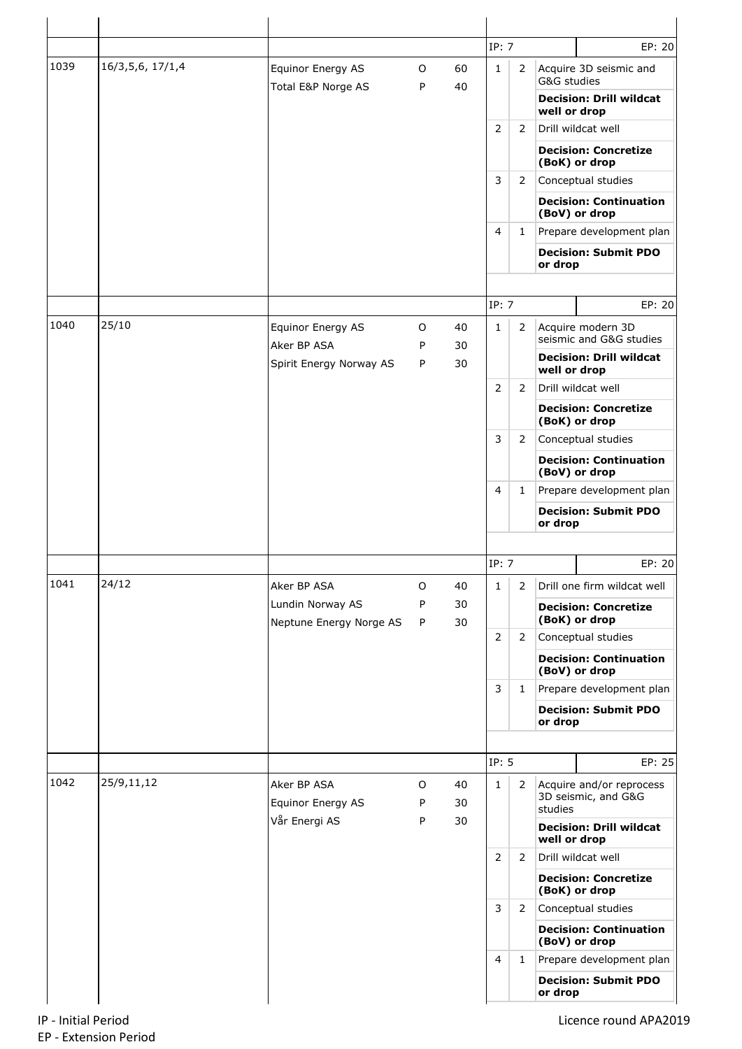| | | | | | | | |
|---|---|---|---|---|---|---|---|
| | | | | | IP: 7 | | EP: 20 |
| 1039 | 16/3,5,6, 17/1,4 | Equinor Energy AS | O | 60 | 1 | 2 | Acquire 3D seismic and G&G studies |
| | | Total E&P Norge AS | P | 40 | | | **Decision: Drill wildcat well or drop** |
| | | | | | 2 | 2 | Drill wildcat well |
| | | | | | | | **Decision: Concretize (BoK) or drop** |
| | | | | | 3 | 2 | Conceptual studies |
| | | | | | | | **Decision: Continuation (BoV) or drop** |
| | | | | | 4 | 1 | Prepare development plan |
| | | | | | | | **Decision: Submit PDO or drop** |
| | | | | | IP: 7 | | EP: 20 |
| 1040 | 25/10 | Equinor Energy AS | O | 40 | 1 | 2 | Acquire modern 3D seismic and G&G studies |
| | | Aker BP ASA | P | 30 | | | **Decision: Drill wildcat well or drop** |
| | | Spirit Energy Norway AS | P | 30 | 2 | 2 | Drill wildcat well |
| | | | | | | | **Decision: Concretize (BoK) or drop** |
| | | | | | 3 | 2 | Conceptual studies |
| | | | | | | | **Decision: Continuation (BoV) or drop** |
| | | | | | 4 | 1 | Prepare development plan |
| | | | | | | | **Decision: Submit PDO or drop** |
| | | | | | IP: 7 | | EP: 20 |
| 1041 | 24/12 | Aker BP ASA | O | 40 | 1 | 2 | Drill one firm wildcat well |
| | | Lundin Norway AS | P | 30 | | | **Decision: Concretize (BoK) or drop** |
| | | Neptune Energy Norge AS | P | 30 | 2 | 2 | Conceptual studies |
| | | | | | | | **Decision: Continuation (BoV) or drop** |
| | | | | | 3 | 1 | Prepare development plan |
| | | | | | | | **Decision: Submit PDO or drop** |
| | | | | | IP: 5 | | EP: 25 |
| 1042 | 25/9,11,12 | Aker BP ASA | O | 40 | 1 | 2 | Acquire and/or reprocess 3D seismic, and G&G studies |
| | | Equinor Energy AS | P | 30 | | | **Decision: Drill wildcat well or drop** |
| | | Vår Energi AS | P | 30 | 2 | 2 | Drill wildcat well |
| | | | | | | | **Decision: Concretize (BoK) or drop** |
| | | | | | 3 | 2 | Conceptual studies |
| | | | | | | | **Decision: Continuation (BoV) or drop** |
| | | | | | 4 | 1 | Prepare development plan |
| | | | | | | | **Decision: Submit PDO or drop** |

IP - Initial Period
EP - Extension Period

Licence round APA2019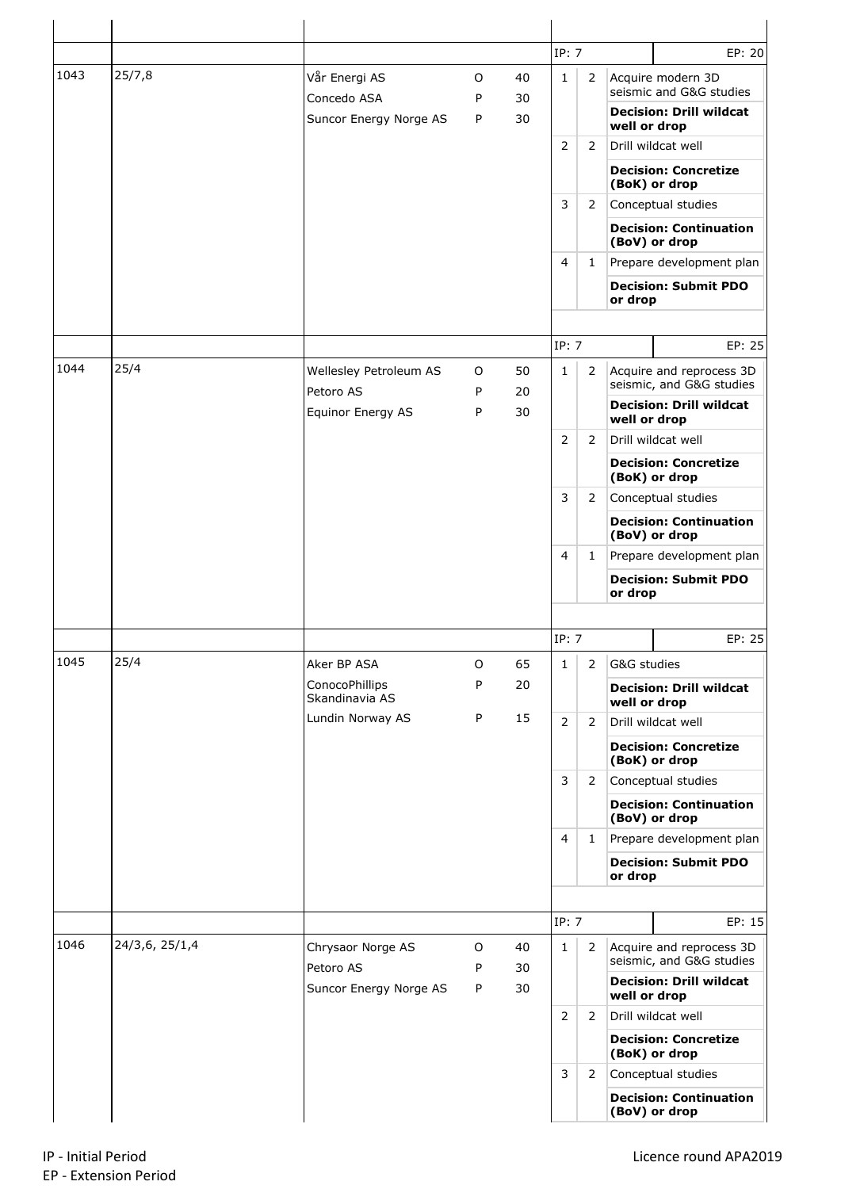| Licence | Blocks | Companies | Role | Share (%) | Phase | Years | Work obligations / Decisions |
|---|---|---|---|---|---|---|---|
| | | | | | IP: 7 | | EP: 20 |
| 1043 | 25/7,8 | Vår Energi AS | O | 40 | 1 | 2 | Acquire modern 3D seismic and G&G studies |
| | | Concedo ASA | P | 30 | | | **Decision: Drill wildcat well or drop** |
| | | Suncor Energy Norge AS | P | 30 | 2 | 2 | Drill wildcat well |
| | | | | | | | **Decision: Concretize (BoK) or drop** |
| | | | | | 3 | 2 | Conceptual studies |
| | | | | | | | **Decision: Continuation (BoV) or drop** |
| | | | | | 4 | 1 | Prepare development plan |
| | | | | | | | **Decision: Submit PDO or drop** |
| | | | | | IP: 7 | | EP: 25 |
| 1044 | 25/4 | Wellesley Petroleum AS | O | 50 | 1 | 2 | Acquire and reprocess 3D seismic, and G&G studies |
| | | Petoro AS | P | 20 | | | **Decision: Drill wildcat well or drop** |
| | | Equinor Energy AS | P | 30 | 2 | 2 | Drill wildcat well |
| | | | | | | | **Decision: Concretize (BoK) or drop** |
| | | | | | 3 | 2 | Conceptual studies |
| | | | | | | | **Decision: Continuation (BoV) or drop** |
| | | | | | 4 | 1 | Prepare development plan |
| | | | | | | | **Decision: Submit PDO or drop** |
| | | | | | IP: 7 | | EP: 25 |
| 1045 | 25/4 | Aker BP ASA | O | 65 | 1 | 2 | G&G studies |
| | | ConocoPhillips Skandinavia AS | P | 20 | | | **Decision: Drill wildcat well or drop** |
| | | Lundin Norway AS | P | 15 | 2 | 2 | Drill wildcat well |
| | | | | | | | **Decision: Concretize (BoK) or drop** |
| | | | | | 3 | 2 | Conceptual studies |
| | | | | | | | **Decision: Continuation (BoV) or drop** |
| | | | | | 4 | 1 | Prepare development plan |
| | | | | | | | **Decision: Submit PDO or drop** |
| | | | | | IP: 7 | | EP: 15 |
| 1046 | 24/3,6, 25/1,4 | Chrysaor Norge AS | O | 40 | 1 | 2 | Acquire and reprocess 3D seismic, and G&G studies |
| | | Petoro AS | P | 30 | | | **Decision: Drill wildcat well or drop** |
| | | Suncor Energy Norge AS | P | 30 | 2 | 2 | Drill wildcat well |
| | | | | | | | **Decision: Concretize (BoK) or drop** |
| | | | | | 3 | 2 | Conceptual studies |
| | | | | | | | **Decision: Continuation (BoV) or drop** |

IP - Initial Period
EP - Extension Period

Licence round APA2019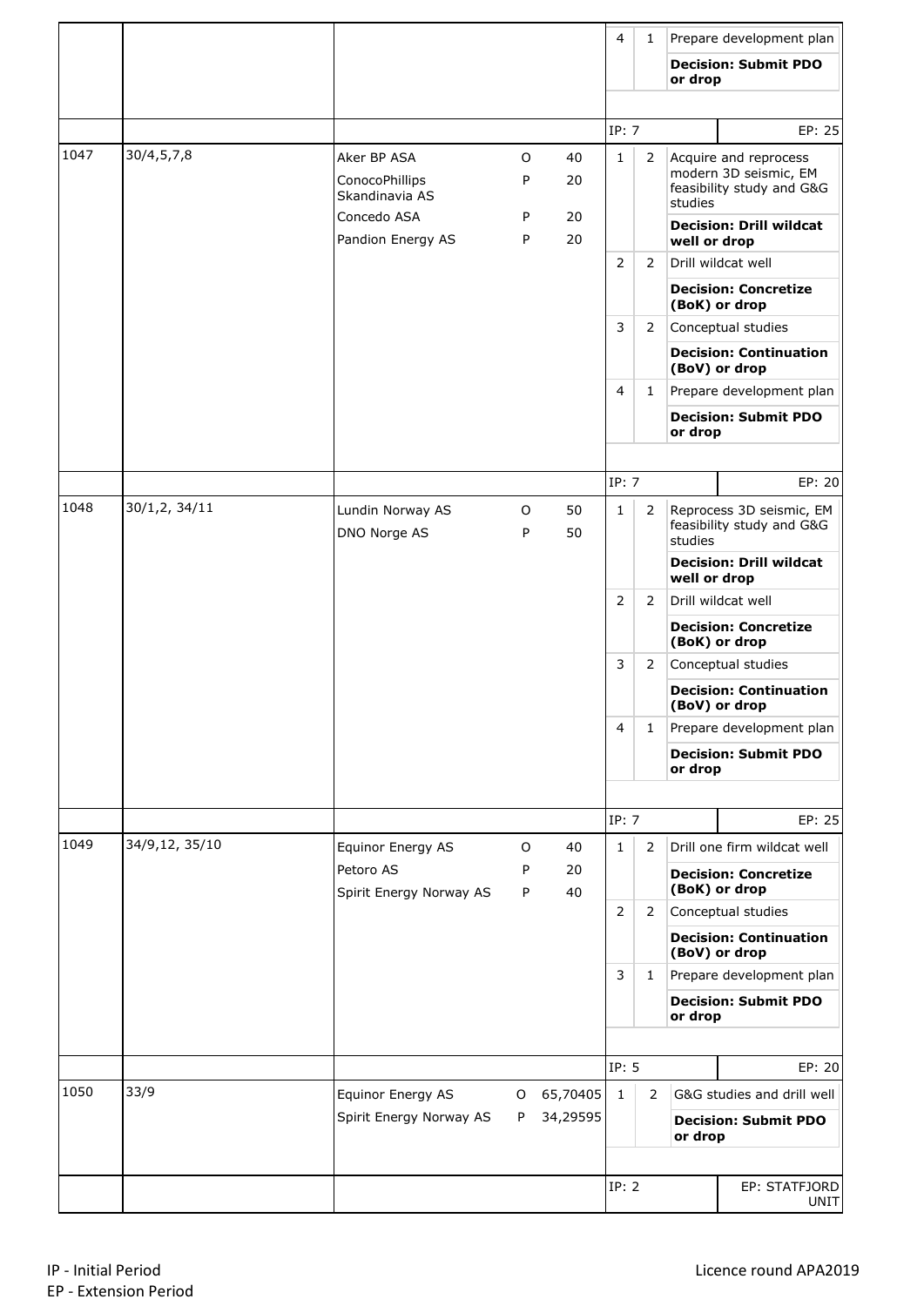| | | | | | | | |
|---|---|---|---|---|---|---|---|
| | | | | | 4 | 1 | Prepare development plan<br>**Decision: Submit PDO or drop** |
| | | | | | IP: 7 | | EP: 25 |
| 1047 | 30/4,5,7,8 | Aker BP ASA | O | 40 | 1 | 2 | Acquire and reprocess modern 3D seismic, EM feasibility study and G&G studies<br>**Decision: Drill wildcat well or drop** |
| | | ConocoPhillips Skandinavia AS | P | 20 | 2 | 2 | Drill wildcat well<br>**Decision: Concretize (BoK) or drop** |
| | | Concedo ASA | P | 20 | 3 | 2 | Conceptual studies<br>**Decision: Continuation (BoV) or drop** |
| | | Pandion Energy AS | P | 20 | 4 | 1 | Prepare development plan<br>**Decision: Submit PDO or drop** |
| | | | | | IP: 7 | | EP: 20 |
| 1048 | 30/1,2, 34/11 | Lundin Norway AS | O | 50 | 1 | 2 | Reprocess 3D seismic, EM feasibility study and G&G studies<br>**Decision: Drill wildcat well or drop** |
| | | DNO Norge AS | P | 50 | 2 | 2 | Drill wildcat well<br>**Decision: Concretize (BoK) or drop** |
| | | | | | 3 | 2 | Conceptual studies<br>**Decision: Continuation (BoV) or drop** |
| | | | | | 4 | 1 | Prepare development plan<br>**Decision: Submit PDO or drop** |
| | | | | | IP: 7 | | EP: 25 |
| 1049 | 34/9,12, 35/10 | Equinor Energy AS | O | 40 | 1 | 2 | Drill one firm wildcat well<br>**Decision: Concretize (BoK) or drop** |
| | | Petoro AS | P | 20 | 2 | 2 | Conceptual studies<br>**Decision: Continuation (BoV) or drop** |
| | | Spirit Energy Norway AS | P | 40 | 3 | 1 | Prepare development plan<br>**Decision: Submit PDO or drop** |
| | | | | | IP: 5 | | EP: 20 |
| 1050 | 33/9 | Equinor Energy AS | O | 65,70405 | 1 | 2 | G&G studies and drill well<br>**Decision: Submit PDO or drop** |
| | | Spirit Energy Norway AS | P | 34,29595 | | | |
| | | | | | IP: 2 | | EP: STATFJORD UNIT |

IP - Initial Period
EP - Extension Period

Licence round APA2019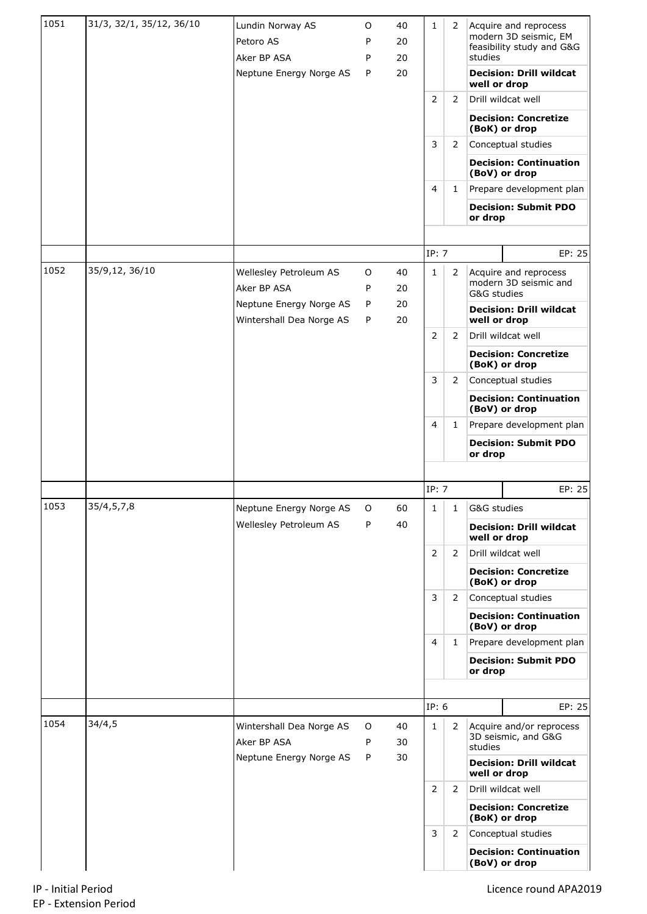| Licence | Blocks | Companies | O/P | Share | Phase | Years | Work programme / Decision |
|---|---|---|---|---|---|---|---|
| 1051 | 31/3, 32/1, 35/12, 36/10 | Lundin Norway AS | O | 40 | 1 | 2 | Acquire and reprocess modern 3D seismic, EM feasibility study and G&G studies |
| | | Petoro AS | P | 20 | | | **Decision: Drill wildcat well or drop** |
| | | Aker BP ASA | P | 20 | 2 | 2 | Drill wildcat well |
| | | Neptune Energy Norge AS | P | 20 | | | **Decision: Concretize (BoK) or drop** |
| | | | | | 3 | 2 | Conceptual studies |
| | | | | | | | **Decision: Continuation (BoV) or drop** |
| | | | | | 4 | 1 | Prepare development plan |
| | | | | | | | **Decision: Submit PDO or drop** |
| | | | | | IP: 7 | | EP: 25 |
| 1052 | 35/9,12, 36/10 | Wellesley Petroleum AS | O | 40 | 1 | 2 | Acquire and reprocess modern 3D seismic and G&G studies |
| | | Aker BP ASA | P | 20 | | | **Decision: Drill wildcat well or drop** |
| | | Neptune Energy Norge AS | P | 20 | 2 | 2 | Drill wildcat well |
| | | Wintershall Dea Norge AS | P | 20 | | | **Decision: Concretize (BoK) or drop** |
| | | | | | 3 | 2 | Conceptual studies |
| | | | | | | | **Decision: Continuation (BoV) or drop** |
| | | | | | 4 | 1 | Prepare development plan |
| | | | | | | | **Decision: Submit PDO or drop** |
| | | | | | IP: 7 | | EP: 25 |
| 1053 | 35/4,5,7,8 | Neptune Energy Norge AS | O | 60 | 1 | 1 | G&G studies |
| | | Wellesley Petroleum AS | P | 40 | | | **Decision: Drill wildcat well or drop** |
| | | | | | 2 | 2 | Drill wildcat well |
| | | | | | | | **Decision: Concretize (BoK) or drop** |
| | | | | | 3 | 2 | Conceptual studies |
| | | | | | | | **Decision: Continuation (BoV) or drop** |
| | | | | | 4 | 1 | Prepare development plan |
| | | | | | | | **Decision: Submit PDO or drop** |
| | | | | | IP: 6 | | EP: 25 |
| 1054 | 34/4,5 | Wintershall Dea Norge AS | O | 40 | 1 | 2 | Acquire and/or reprocess 3D seismic, and G&G studies |
| | | Aker BP ASA | P | 30 | | | **Decision: Drill wildcat well or drop** |
| | | Neptune Energy Norge AS | P | 30 | 2 | 2 | Drill wildcat well |
| | | | | | | | **Decision: Concretize (BoK) or drop** |
| | | | | | 3 | 2 | Conceptual studies |
| | | | | | | | **Decision: Continuation (BoV) or drop** |

IP - Initial Period
EP - Extension Period

Licence round APA2019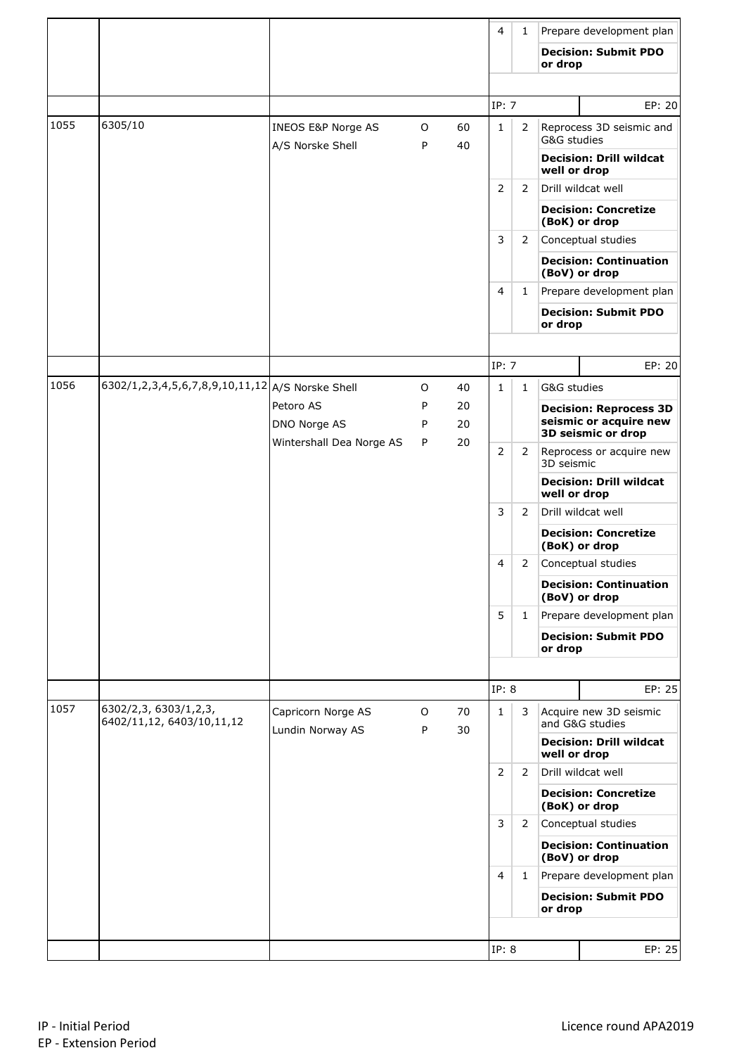| | | | | | | | |
|---|---|---|---|---|---|---|---|
| | | | | | 4 | 1 | Prepare development plan |
| | | | | | | | **Decision: Submit PDO or drop** |
| | | | | | IP: 7 | | EP: 20 |
| 1055 | 6305/10 | INEOS E&P Norge AS | O | 60 | 1 | 2 | Reprocess 3D seismic and G&G studies |
| | | A/S Norske Shell | P | 40 | | | **Decision: Drill wildcat well or drop** |
| | | | | | 2 | 2 | Drill wildcat well |
| | | | | | | | **Decision: Concretize (BoK) or drop** |
| | | | | | 3 | 2 | Conceptual studies |
| | | | | | | | **Decision: Continuation (BoV) or drop** |
| | | | | | 4 | 1 | Prepare development plan |
| | | | | | | | **Decision: Submit PDO or drop** |
| | | | | | IP: 7 | | EP: 20 |
| 1056 | 6302/1,2,3,4,5,6,7,8,9,10,11,12 | A/S Norske Shell | O | 40 | 1 | 1 | G&G studies |
| | | Petoro AS | P | 20 | | | **Decision: Reprocess 3D seismic or acquire new 3D seismic or drop** |
| | | DNO Norge AS | P | 20 | 2 | 2 | Reprocess or acquire new 3D seismic |
| | | Wintershall Dea Norge AS | P | 20 | | | **Decision: Drill wildcat well or drop** |
| | | | | | 3 | 2 | Drill wildcat well |
| | | | | | | | **Decision: Concretize (BoK) or drop** |
| | | | | | 4 | 2 | Conceptual studies |
| | | | | | | | **Decision: Continuation (BoV) or drop** |
| | | | | | 5 | 1 | Prepare development plan |
| | | | | | | | **Decision: Submit PDO or drop** |
| | | | | | IP: 8 | | EP: 25 |
| 1057 | 6302/2,3, 6303/1,2,3, 6402/11,12, 6403/10,11,12 | Capricorn Norge AS | O | 70 | 1 | 3 | Acquire new 3D seismic and G&G studies |
| | | Lundin Norway AS | P | 30 | | | **Decision: Drill wildcat well or drop** |
| | | | | | 2 | 2 | Drill wildcat well |
| | | | | | | | **Decision: Concretize (BoK) or drop** |
| | | | | | 3 | 2 | Conceptual studies |
| | | | | | | | **Decision: Continuation (BoV) or drop** |
| | | | | | 4 | 1 | Prepare development plan |
| | | | | | | | **Decision: Submit PDO or drop** |
| | | | | | IP: 8 | | EP: 25 |

IP - Initial Period
EP - Extension Period

Licence round APA2019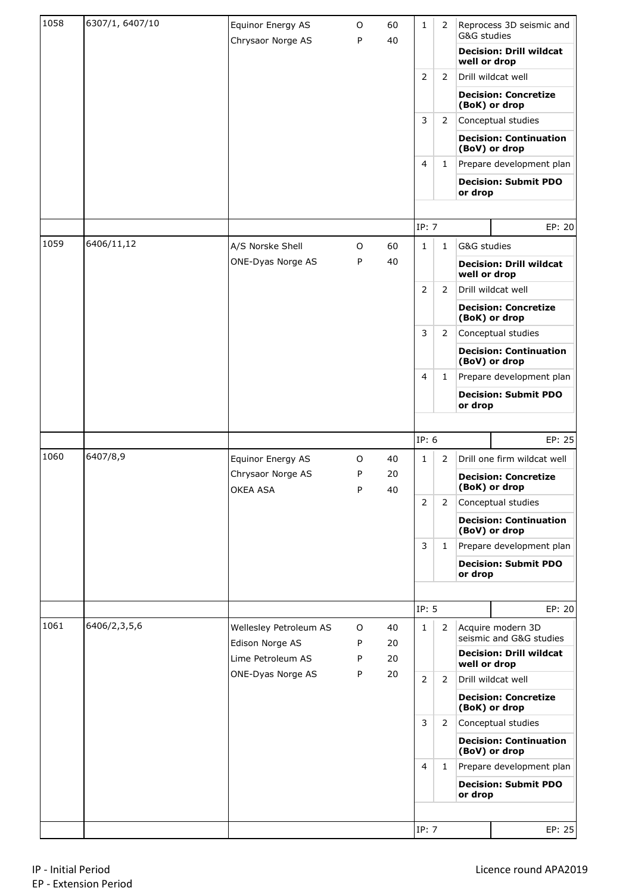| | | | | | | | |
|---|---|---|---|---|---|---|---|
| 1058 | 6307/1, 6407/10 | Equinor Energy AS<br>Chrysaor Norge AS | O<br>P | 60<br>40 | 1 | 2 | Reprocess 3D seismic and G&G studies<br>**Decision: Drill wildcat well or drop** |
| | | | | | 2 | 2 | Drill wildcat well<br>**Decision: Concretize (BoK) or drop** |
| | | | | | 3 | 2 | Conceptual studies<br>**Decision: Continuation (BoV) or drop** |
| | | | | | 4 | 1 | Prepare development plan<br>**Decision: Submit PDO or drop** |
| | | | | | IP: 7 | | EP: 20 |
| 1059 | 6406/11,12 | A/S Norske Shell<br>ONE-Dyas Norge AS | O<br>P | 60<br>40 | 1 | 1 | G&G studies<br>**Decision: Drill wildcat well or drop** |
| | | | | | 2 | 2 | Drill wildcat well<br>**Decision: Concretize (BoK) or drop** |
| | | | | | 3 | 2 | Conceptual studies<br>**Decision: Continuation (BoV) or drop** |
| | | | | | 4 | 1 | Prepare development plan<br>**Decision: Submit PDO or drop** |
| | | | | | IP: 6 | | EP: 25 |
| 1060 | 6407/8,9 | Equinor Energy AS<br>Chrysaor Norge AS<br>OKEA ASA | O<br>P<br>P | 40<br>20<br>40 | 1 | 2 | Drill one firm wildcat well<br>**Decision: Concretize (BoK) or drop** |
| | | | | | 2 | 2 | Conceptual studies<br>**Decision: Continuation (BoV) or drop** |
| | | | | | 3 | 1 | Prepare development plan<br>**Decision: Submit PDO or drop** |
| | | | | | IP: 5 | | EP: 20 |
| 1061 | 6406/2,3,5,6 | Wellesley Petroleum AS<br>Edison Norge AS<br>Lime Petroleum AS<br>ONE-Dyas Norge AS | O<br>P<br>P<br>P | 40<br>20<br>20<br>20 | 1 | 2 | Acquire modern 3D seismic and G&G studies<br>**Decision: Drill wildcat well or drop** |
| | | | | | 2 | 2 | Drill wildcat well<br>**Decision: Concretize (BoK) or drop** |
| | | | | | 3 | 2 | Conceptual studies<br>**Decision: Continuation (BoV) or drop** |
| | | | | | 4 | 1 | Prepare development plan<br>**Decision: Submit PDO or drop** |
| | | | | | IP: 7 | | EP: 25 |

IP - Initial Period
EP - Extension Period

Licence round APA2019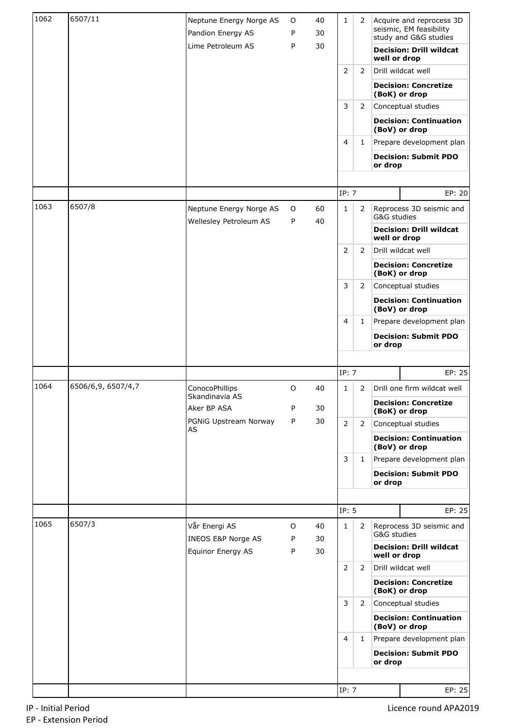| Licence | Blocks | Companies | Role | Share (%) | Phase | Years | Task / Decision |
|---|---|---|---|---|---|---|---|
| 1062 | 6507/11 | Neptune Energy Norge AS | O | 40 | 1 | 2 | Acquire and reprocess 3D seismic, EM feasibility study and G&G studies |
| | | Pandion Energy AS | P | 30 | | | **Decision: Drill wildcat well or drop** |
| | | Lime Petroleum AS | P | 30 | 2 | 2 | Drill wildcat well |
| | | | | | | | **Decision: Concretize (BoK) or drop** |
| | | | | | 3 | 2 | Conceptual studies |
| | | | | | | | **Decision: Continuation (BoV) or drop** |
| | | | | | 4 | 1 | Prepare development plan |
| | | | | | | | **Decision: Submit PDO or drop** |
| | | | | | IP: 7 | | EP: 20 |
| 1063 | 6507/8 | Neptune Energy Norge AS | O | 60 | 1 | 2 | Reprocess 3D seismic and G&G studies |
| | | Wellesley Petroleum AS | P | 40 | | | **Decision: Drill wildcat well or drop** |
| | | | | | 2 | 2 | Drill wildcat well |
| | | | | | | | **Decision: Concretize (BoK) or drop** |
| | | | | | 3 | 2 | Conceptual studies |
| | | | | | | | **Decision: Continuation (BoV) or drop** |
| | | | | | 4 | 1 | Prepare development plan |
| | | | | | | | **Decision: Submit PDO or drop** |
| | | | | | IP: 7 | | EP: 25 |
| 1064 | 6506/6,9, 6507/4,7 | ConocoPhillips Skandinavia AS | O | 40 | 1 | 2 | Drill one firm wildcat well |
| | | Aker BP ASA | P | 30 | | | **Decision: Concretize (BoK) or drop** |
| | | PGNiG Upstream Norway AS | P | 30 | 2 | 2 | Conceptual studies |
| | | | | | | | **Decision: Continuation (BoV) or drop** |
| | | | | | 3 | 1 | Prepare development plan |
| | | | | | | | **Decision: Submit PDO or drop** |
| | | | | | IP: 5 | | EP: 25 |
| 1065 | 6507/3 | Vår Energi AS | O | 40 | 1 | 2 | Reprocess 3D seismic and G&G studies |
| | | INEOS E&P Norge AS | P | 30 | | | **Decision: Drill wildcat well or drop** |
| | | Equinor Energy AS | P | 30 | 2 | 2 | Drill wildcat well |
| | | | | | | | **Decision: Concretize (BoK) or drop** |
| | | | | | 3 | 2 | Conceptual studies |
| | | | | | | | **Decision: Continuation (BoV) or drop** |
| | | | | | 4 | 1 | Prepare development plan |
| | | | | | | | **Decision: Submit PDO or drop** |
| | | | | | IP: 7 | | EP: 25 |

IP - Initial Period
EP - Extension Period

Licence round APA2019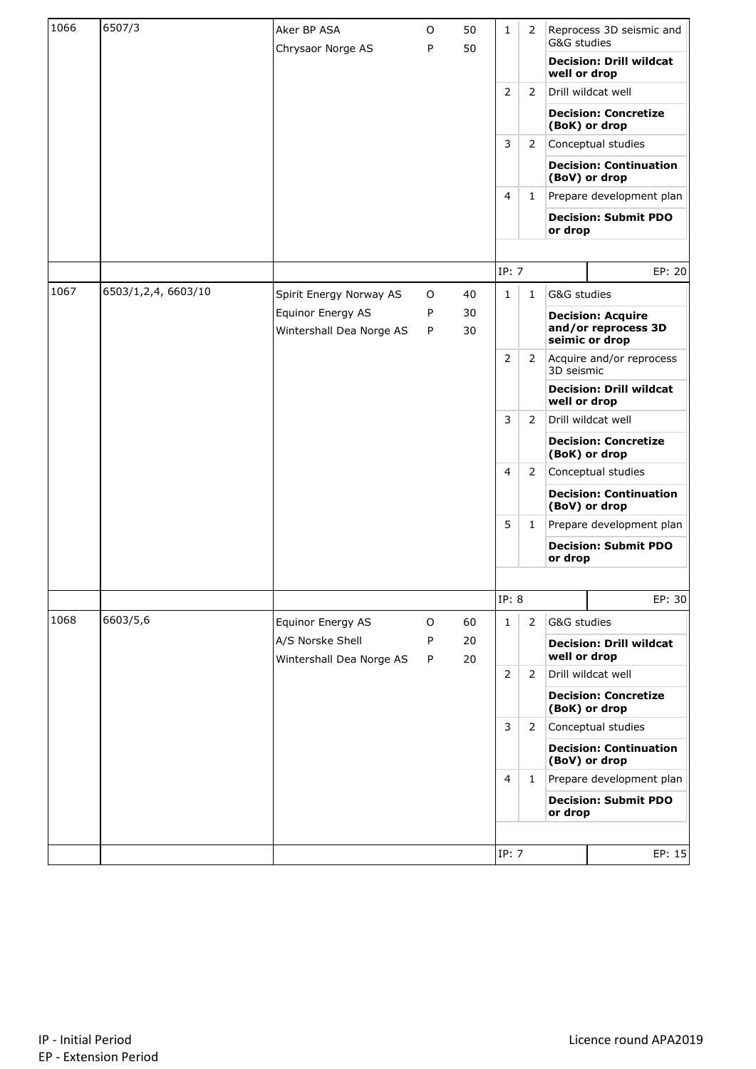| | | | | | | | |
|---|---|---|---|---|---|---|---|
| 1066 | 6507/3 | Aker BP ASA<br>Chrysaor Norge AS | O<br>P | 50<br>50 | 1 | 2 | Reprocess 3D seismic and G&G studies<br>**Decision: Drill wildcat well or drop** |
| | | | | | 2 | 2 | Drill wildcat well<br>**Decision: Concretize (BoK) or drop** |
| | | | | | 3 | 2 | Conceptual studies<br>**Decision: Continuation (BoV) or drop** |
| | | | | | 4 | 1 | Prepare development plan<br>**Decision: Submit PDO or drop** |
| | | | | | IP: 7 | | EP: 20 |
| 1067 | 6503/1,2,4, 6603/10 | Spirit Energy Norway AS<br>Equinor Energy AS<br>Wintershall Dea Norge AS | O<br>P<br>P | 40<br>30<br>30 | 1 | 1 | G&G studies<br>**Decision: Acquire and/or reprocess 3D seimic or drop** |
| | | | | | 2 | 2 | Acquire and/or reprocess 3D seismic<br>**Decision: Drill wildcat well or drop** |
| | | | | | 3 | 2 | Drill wildcat well<br>**Decision: Concretize (BoK) or drop** |
| | | | | | 4 | 2 | Conceptual studies<br>**Decision: Continuation (BoV) or drop** |
| | | | | | 5 | 1 | Prepare development plan<br>**Decision: Submit PDO or drop** |
| | | | | | IP: 8 | | EP: 30 |
| 1068 | 6603/5,6 | Equinor Energy AS<br>A/S Norske Shell<br>Wintershall Dea Norge AS | O<br>P<br>P | 60<br>20<br>20 | 1 | 2 | G&G studies<br>**Decision: Drill wildcat well or drop** |
| | | | | | 2 | 2 | Drill wildcat well<br>**Decision: Concretize (BoK) or drop** |
| | | | | | 3 | 2 | Conceptual studies<br>**Decision: Continuation (BoV) or drop** |
| | | | | | 4 | 1 | Prepare development plan<br>**Decision: Submit PDO or drop** |
| | | | | | IP: 7 | | EP: 15 |

IP - Initial Period
EP - Extension Period

Licence round APA2019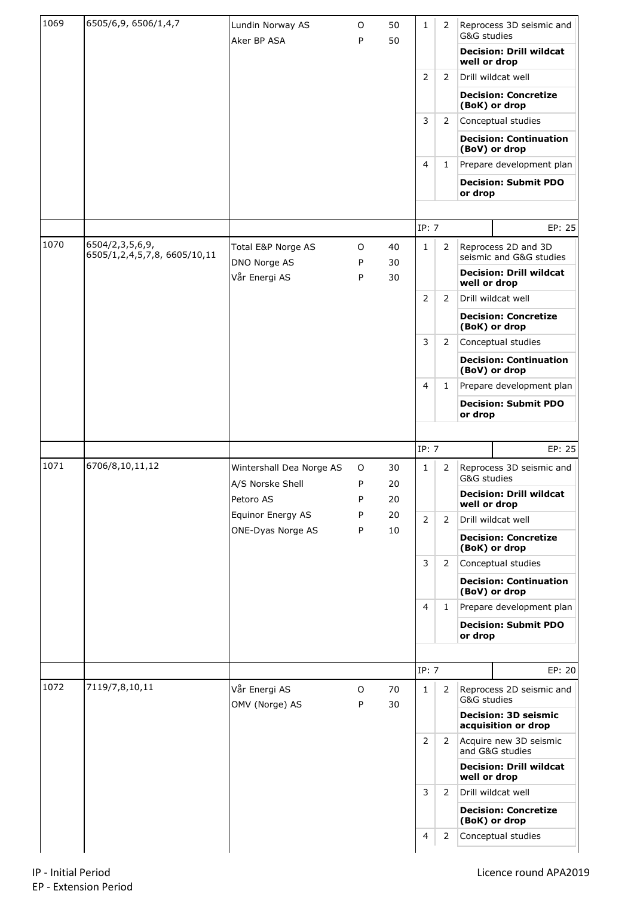| Licence | Blocks | Companies | | Share | Phase | Years | Task / Decision |
|---|---|---|---|---|---|---|---|
| 1069 | 6505/6,9, 6506/1,4,7 | Lundin Norway AS | O | 50 | 1 | 2 | Reprocess 3D seismic and G&G studies |
| | | Aker BP ASA | P | 50 | | | **Decision: Drill wildcat well or drop** |
| | | | | | 2 | 2 | Drill wildcat well |
| | | | | | | | **Decision: Concretize (BoK) or drop** |
| | | | | | 3 | 2 | Conceptual studies |
| | | | | | | | **Decision: Continuation (BoV) or drop** |
| | | | | | 4 | 1 | Prepare development plan |
| | | | | | | | **Decision: Submit PDO or drop** |
| | | | | | IP: 7 | | EP: 25 |
| 1070 | 6504/2,3,5,6,9, 6505/1,2,4,5,7,8, 6605/10,11 | Total E&P Norge AS | O | 40 | 1 | 2 | Reprocess 2D and 3D seismic and G&G studies |
| | | DNO Norge AS | P | 30 | | | **Decision: Drill wildcat well or drop** |
| | | Vår Energi AS | P | 30 | 2 | 2 | Drill wildcat well |
| | | | | | | | **Decision: Concretize (BoK) or drop** |
| | | | | | 3 | 2 | Conceptual studies |
| | | | | | | | **Decision: Continuation (BoV) or drop** |
| | | | | | 4 | 1 | Prepare development plan |
| | | | | | | | **Decision: Submit PDO or drop** |
| | | | | | IP: 7 | | EP: 25 |
| 1071 | 6706/8,10,11,12 | Wintershall Dea Norge AS | O | 30 | 1 | 2 | Reprocess 3D seismic and G&G studies |
| | | A/S Norske Shell | P | 20 | | | **Decision: Drill wildcat well or drop** |
| | | Petoro AS | P | 20 | 2 | 2 | Drill wildcat well |
| | | Equinor Energy AS | P | 20 | | | **Decision: Concretize (BoK) or drop** |
| | | ONE-Dyas Norge AS | P | 10 | 3 | 2 | Conceptual studies |
| | | | | | | | **Decision: Continuation (BoV) or drop** |
| | | | | | 4 | 1 | Prepare development plan |
| | | | | | | | **Decision: Submit PDO or drop** |
| | | | | | IP: 7 | | EP: 20 |
| 1072 | 7119/7,8,10,11 | Vår Energi AS | O | 70 | 1 | 2 | Reprocess 2D seismic and G&G studies |
| | | OMV (Norge) AS | P | 30 | | | **Decision: 3D seismic acquisition or drop** |
| | | | | | 2 | 2 | Acquire new 3D seismic and G&G studies |
| | | | | | | | **Decision: Drill wildcat well or drop** |
| | | | | | 3 | 2 | Drill wildcat well |
| | | | | | | | **Decision: Concretize (BoK) or drop** |
| | | | | | 4 | 2 | Conceptual studies |

IP - Initial Period
EP - Extension Period

Licence round APA2019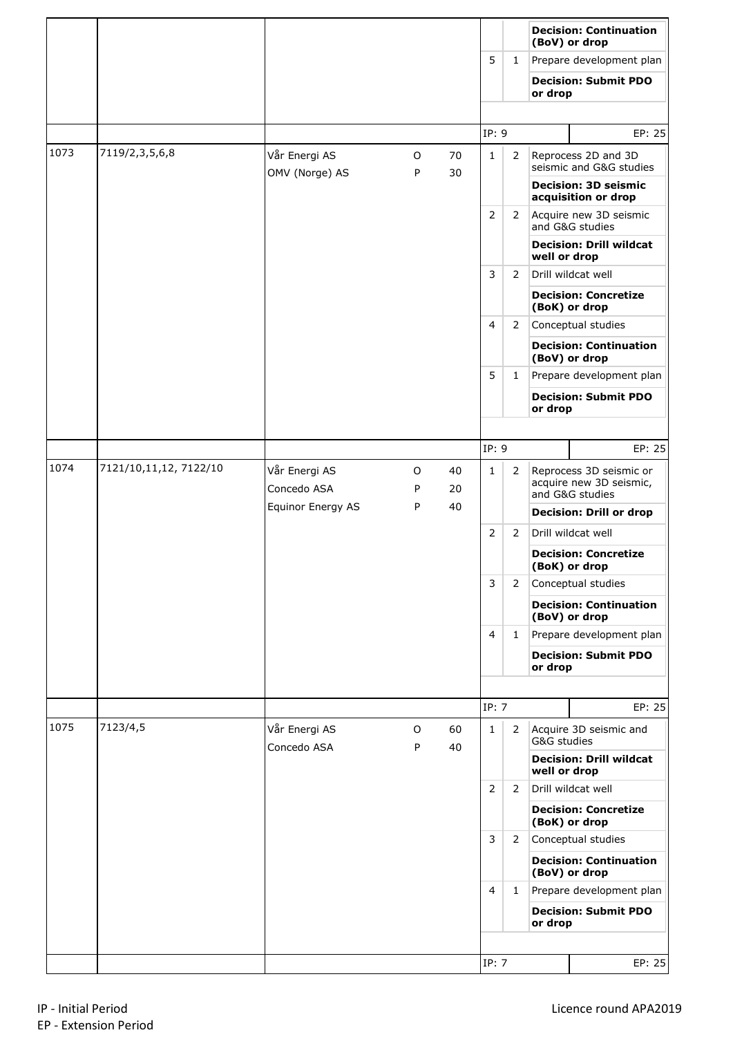| | | | | | | | |
|---|---|---|---|---|---|---|---|
| | | | | | | | **Decision: Continuation (BoV) or drop** |
| | | | | | 5 | 1 | Prepare development plan |
| | | | | | | | **Decision: Submit PDO or drop** |
| | | | | | IP: 9 | | EP: 25 |
| 1073 | 7119/2,3,5,6,8 | Vår Energi AS | O | 70 | 1 | 2 | Reprocess 2D and 3D seismic and G&G studies |
| | | OMV (Norge) AS | P | 30 | | | **Decision: 3D seismic acquisition or drop** |
| | | | | | 2 | 2 | Acquire new 3D seismic and G&G studies |
| | | | | | | | **Decision: Drill wildcat well or drop** |
| | | | | | 3 | 2 | Drill wildcat well |
| | | | | | | | **Decision: Concretize (BoK) or drop** |
| | | | | | 4 | 2 | Conceptual studies |
| | | | | | | | **Decision: Continuation (BoV) or drop** |
| | | | | | 5 | 1 | Prepare development plan |
| | | | | | | | **Decision: Submit PDO or drop** |
| | | | | | IP: 9 | | EP: 25 |
| 1074 | 7121/10,11,12, 7122/10 | Vår Energi AS | O | 40 | 1 | 2 | Reprocess 3D seismic or acquire new 3D seismic, and G&G studies |
| | | Concedo ASA | P | 20 | | | **Decision: Drill or drop** |
| | | Equinor Energy AS | P | 40 | 2 | 2 | Drill wildcat well |
| | | | | | | | **Decision: Concretize (BoK) or drop** |
| | | | | | 3 | 2 | Conceptual studies |
| | | | | | | | **Decision: Continuation (BoV) or drop** |
| | | | | | 4 | 1 | Prepare development plan |
| | | | | | | | **Decision: Submit PDO or drop** |
| | | | | | IP: 7 | | EP: 25 |
| 1075 | 7123/4,5 | Vår Energi AS | O | 60 | 1 | 2 | Acquire 3D seismic and G&G studies |
| | | Concedo ASA | P | 40 | | | **Decision: Drill wildcat well or drop** |
| | | | | | 2 | 2 | Drill wildcat well |
| | | | | | | | **Decision: Concretize (BoK) or drop** |
| | | | | | 3 | 2 | Conceptual studies |
| | | | | | | | **Decision: Continuation (BoV) or drop** |
| | | | | | 4 | 1 | Prepare development plan |
| | | | | | | | **Decision: Submit PDO or drop** |
| | | | | | IP: 7 | | EP: 25 |

IP - Initial Period
EP - Extension Period

Licence round APA2019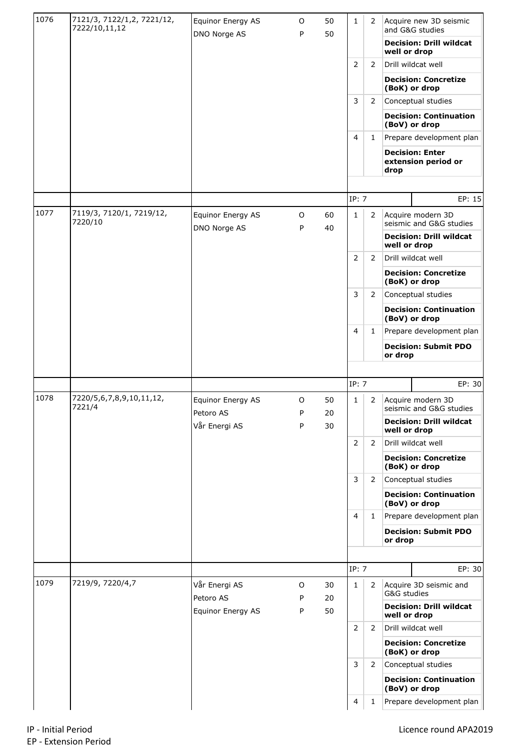| | | | | | | | |
|---|---|---|---|---|---|---|---|
| 1076 | 7121/3, 7122/1,2, 7221/12, 7222/10,11,12 | Equinor Energy AS | O | 50 | 1 | 2 | Acquire new 3D seismic and G&G studies |
| | | DNO Norge AS | P | 50 | | | **Decision: Drill wildcat well or drop** |
| | | | | | 2 | 2 | Drill wildcat well |
| | | | | | | | **Decision: Concretize (BoK) or drop** |
| | | | | | 3 | 2 | Conceptual studies |
| | | | | | | | **Decision: Continuation (BoV) or drop** |
| | | | | | 4 | 1 | Prepare development plan |
| | | | | | | | **Decision: Enter extension period or drop** |
| | | | | | IP: 7 | | EP: 15 |
| 1077 | 7119/3, 7120/1, 7219/12, 7220/10 | Equinor Energy AS | O | 60 | 1 | 2 | Acquire modern 3D seismic and G&G studies |
| | | DNO Norge AS | P | 40 | | | **Decision: Drill wildcat well or drop** |
| | | | | | 2 | 2 | Drill wildcat well |
| | | | | | | | **Decision: Concretize (BoK) or drop** |
| | | | | | 3 | 2 | Conceptual studies |
| | | | | | | | **Decision: Continuation (BoV) or drop** |
| | | | | | 4 | 1 | Prepare development plan |
| | | | | | | | **Decision: Submit PDO or drop** |
| | | | | | IP: 7 | | EP: 30 |
| 1078 | 7220/5,6,7,8,9,10,11,12, 7221/4 | Equinor Energy AS | O | 50 | 1 | 2 | Acquire modern 3D seismic and G&G studies |
| | | Petoro AS | P | 20 | | | **Decision: Drill wildcat well or drop** |
| | | Vår Energi AS | P | 30 | 2 | 2 | Drill wildcat well |
| | | | | | | | **Decision: Concretize (BoK) or drop** |
| | | | | | 3 | 2 | Conceptual studies |
| | | | | | | | **Decision: Continuation (BoV) or drop** |
| | | | | | 4 | 1 | Prepare development plan |
| | | | | | | | **Decision: Submit PDO or drop** |
| | | | | | IP: 7 | | EP: 30 |
| 1079 | 7219/9, 7220/4,7 | Vår Energi AS | O | 30 | 1 | 2 | Acquire 3D seismic and G&G studies |
| | | Petoro AS | P | 20 | | | **Decision: Drill wildcat well or drop** |
| | | Equinor Energy AS | P | 50 | 2 | 2 | Drill wildcat well |
| | | | | | | | **Decision: Concretize (BoK) or drop** |
| | | | | | 3 | 2 | Conceptual studies |
| | | | | | | | **Decision: Continuation (BoV) or drop** |
| | | | | | 4 | 1 | Prepare development plan |

IP - Initial Period
EP - Extension Period

Licence round APA2019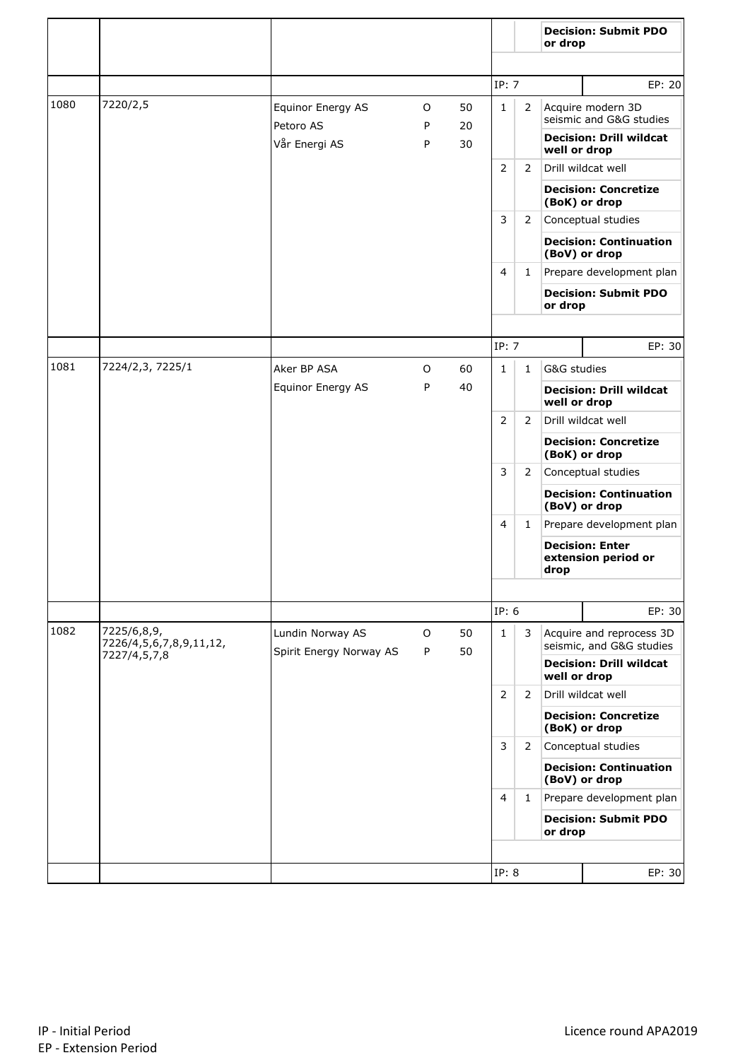| | | | | | | | |
|---|---|---|---|---|---|---|---|
| | | | | | | | **Decision: Submit PDO or drop** |
| | | | | | IP: 7 | | EP: 20 |
| 1080 | 7220/2,5 | Equinor Energy AS | O | 50 | 1 | 2 | Acquire modern 3D seismic and G&G studies |
| | | Petoro AS | P | 20 | | | **Decision: Drill wildcat well or drop** |
| | | Vår Energi AS | P | 30 | 2 | 2 | Drill wildcat well |
| | | | | | | | **Decision: Concretize (BoK) or drop** |
| | | | | | 3 | 2 | Conceptual studies |
| | | | | | | | **Decision: Continuation (BoV) or drop** |
| | | | | | 4 | 1 | Prepare development plan |
| | | | | | | | **Decision: Submit PDO or drop** |
| | | | | | IP: 7 | | EP: 30 |
| 1081 | 7224/2,3, 7225/1 | Aker BP ASA | O | 60 | 1 | 1 | G&G studies |
| | | Equinor Energy AS | P | 40 | | | **Decision: Drill wildcat well or drop** |
| | | | | | 2 | 2 | Drill wildcat well |
| | | | | | | | **Decision: Concretize (BoK) or drop** |
| | | | | | 3 | 2 | Conceptual studies |
| | | | | | | | **Decision: Continuation (BoV) or drop** |
| | | | | | 4 | 1 | Prepare development plan |
| | | | | | | | **Decision: Enter extension period or drop** |
| | | | | | IP: 6 | | EP: 30 |
| 1082 | 7225/6,8,9, 7226/4,5,6,7,8,9,11,12, 7227/4,5,7,8 | Lundin Norway AS | O | 50 | 1 | 3 | Acquire and reprocess 3D seismic, and G&G studies |
| | | Spirit Energy Norway AS | P | 50 | | | **Decision: Drill wildcat well or drop** |
| | | | | | 2 | 2 | Drill wildcat well |
| | | | | | | | **Decision: Concretize (BoK) or drop** |
| | | | | | 3 | 2 | Conceptual studies |
| | | | | | | | **Decision: Continuation (BoV) or drop** |
| | | | | | 4 | 1 | Prepare development plan |
| | | | | | | | **Decision: Submit PDO or drop** |
| | | | | | IP: 8 | | EP: 30 |

IP - Initial Period
EP - Extension Period

Licence round APA2019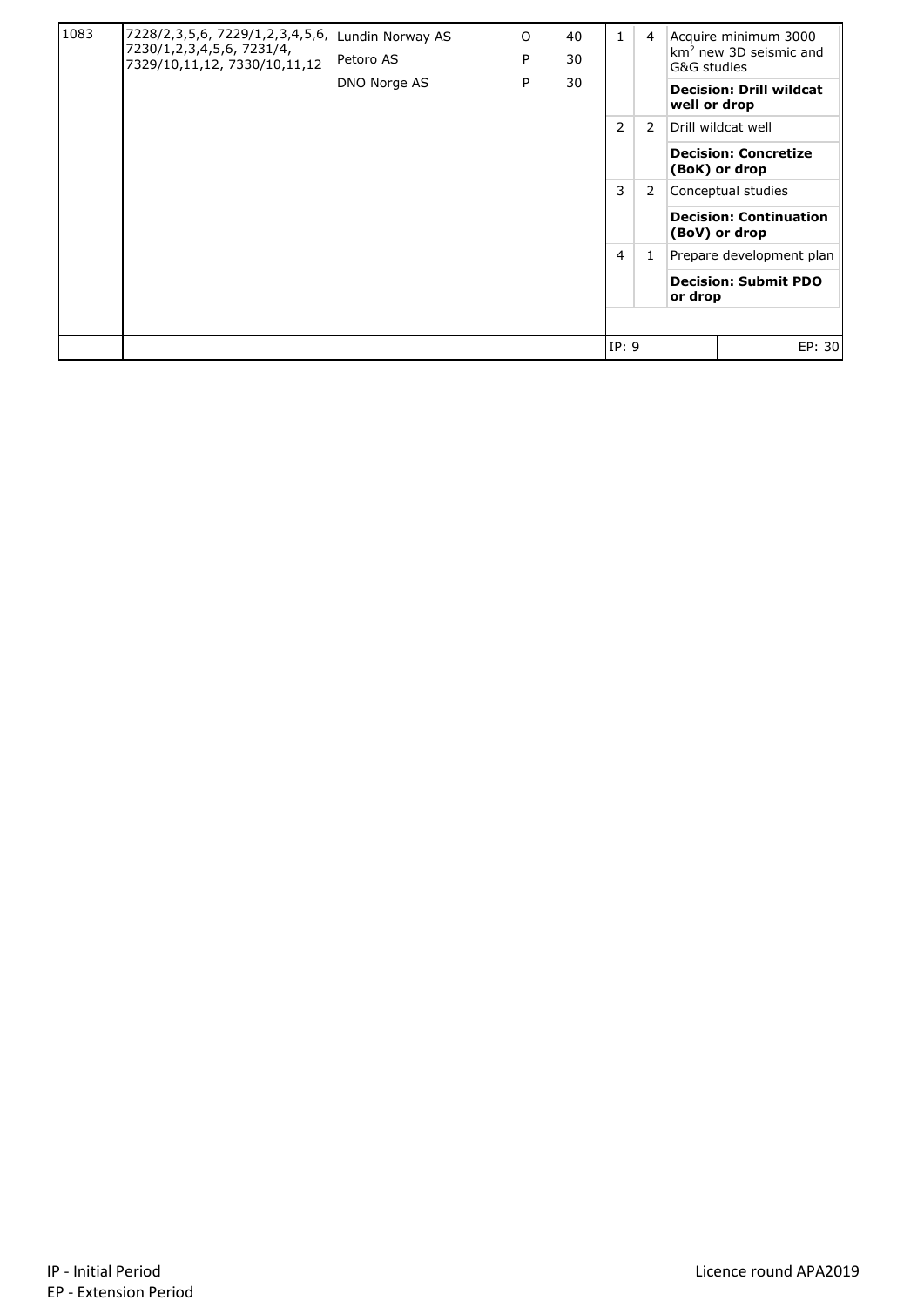| | | | | | | | |
|---|---|---|---|---|---|---|---|
| 1083 | 7228/2,3,5,6, 7229/1,2,3,4,5,6, 7230/1,2,3,4,5,6, 7231/4, 7329/10,11,12, 7330/10,11,12 | Lundin Norway AS | O | 40 | 1 | 4 | Acquire minimum 3000 km$^2$ new 3D seismic and G&G studies |
| | | Petoro AS | P | 30 | | | **Decision: Drill wildcat well or drop** |
| | | DNO Norge AS | P | 30 | 2 | 2 | Drill wildcat well |
| | | | | | | | **Decision: Concretize (BoK) or drop** |
| | | | | | 3 | 2 | Conceptual studies |
| | | | | | | | **Decision: Continuation (BoV) or drop** |
| | | | | | 4 | 1 | Prepare development plan |
| | | | | | | | **Decision: Submit PDO or drop** |
| | | | | | IP: 9 | | EP: 30 |

IP - Initial Period
EP - Extension Period

Licence round APA2019